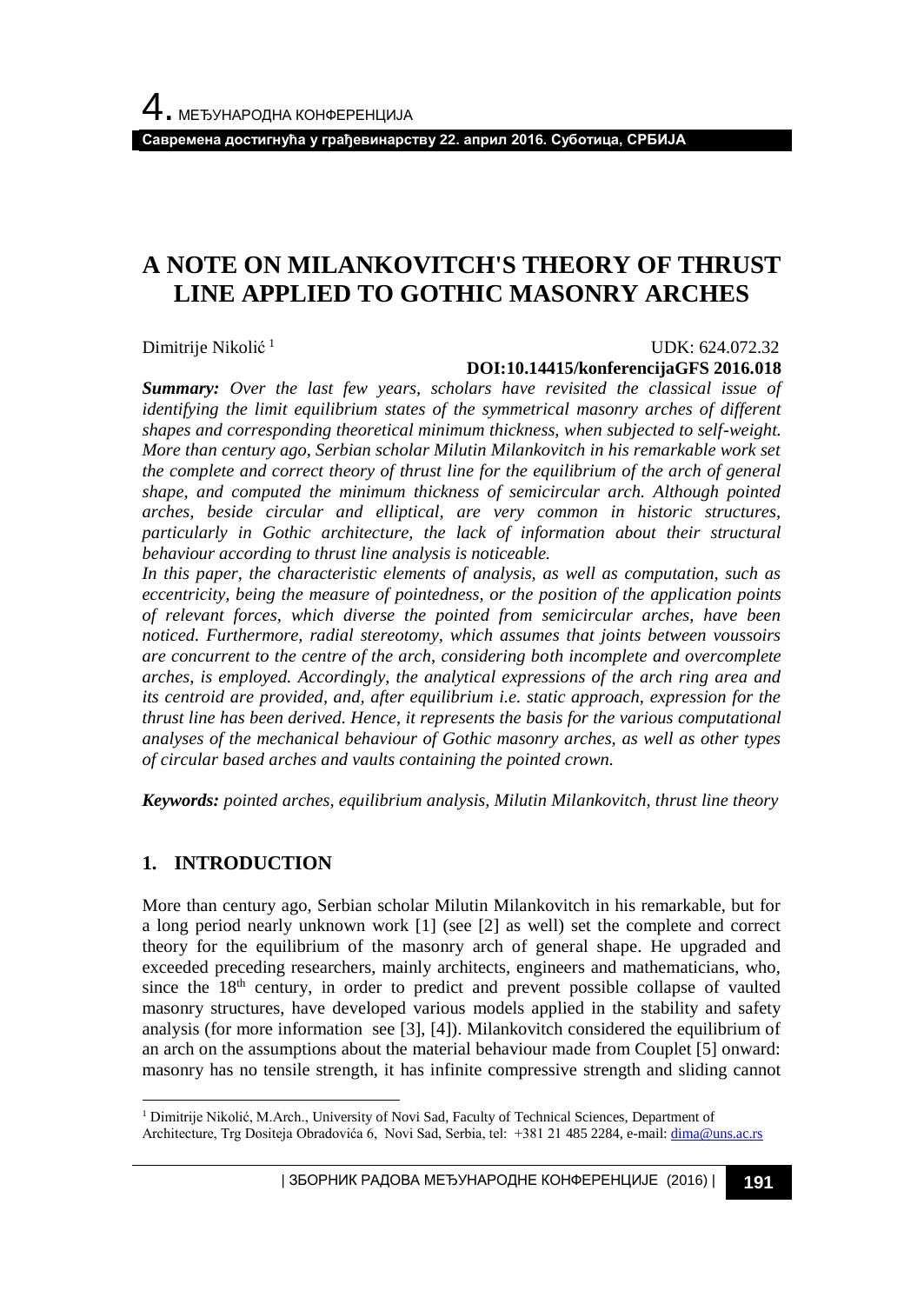# A NOTE ON MILANKOVITCH'S THEORY OF THRUST LINE APPLIED TO GOTHIC MASONRY ARCHES

Dimitrije Nikolić [1]

UDK: 624.072.32

**DOI:10.14415/konferencijaGFS 2016.018**

***Summary:*** *Over the last few years, scholars have revisited the classical issue of identifying the limit equilibrium states of the symmetrical masonry arches of different shapes and corresponding theoretical minimum thickness, when subjected to self-weight. More than century ago, Serbian scholar Milutin Milankovitch in his remarkable work set the complete and correct theory of thrust line for the equilibrium of the arch of general shape, and computed the minimum thickness of semicircular arch. Although pointed arches, beside circular and elliptical, are very common in historic structures, particularly in Gothic architecture, the lack of information about their structural behaviour according to thrust line analysis is noticeable.*

*In this paper, the characteristic elements of analysis, as well as computation, such as eccentricity, being the measure of pointedness, or the position of the application points of relevant forces, which diverse the pointed from semicircular arches, have been noticed. Furthermore, radial stereotomy, which assumes that joints between voussoirs are concurrent to the centre of the arch, considering both incomplete and overcomplete arches, is employed. Accordingly, the analytical expressions of the arch ring area and its centroid are provided, and, after equilibrium i.e. static approach, expression for the thrust line has been derived. Hence, it represents the basis for the various computational analyses of the mechanical behaviour of Gothic masonry arches, as well as other types of circular based arches and vaults containing the pointed crown.*

***Keywords:*** *pointed arches, equilibrium analysis, Milutin Milankovitch, thrust line theory*

## 1. INTRODUCTION

More than century ago, Serbian scholar Milutin Milankovitch in his remarkable, but for a long period nearly unknown work [1] (see [2] as well) set the complete and correct theory for the equilibrium of the masonry arch of general shape. He upgraded and exceeded preceding researchers, mainly architects, engineers and mathematicians, who, since the 18th century, in order to predict and prevent possible collapse of vaulted masonry structures, have developed various models applied in the stability and safety analysis (for more information see [3], [4]). Milankovitch considered the equilibrium of an arch on the assumptions about the material behaviour made from Couplet [5] onward: masonry has no tensile strength, it has infinite compressive strength and sliding cannot

---

[1] Dimitrije Nikolić, M.Arch., University of Novi Sad, Faculty of Technical Sciences, Department of Architecture, Trg Dositeja Obradovića 6, Novi Sad, Serbia, tel: +381 21 485 2284, e-mail: dima@uns.ac.rs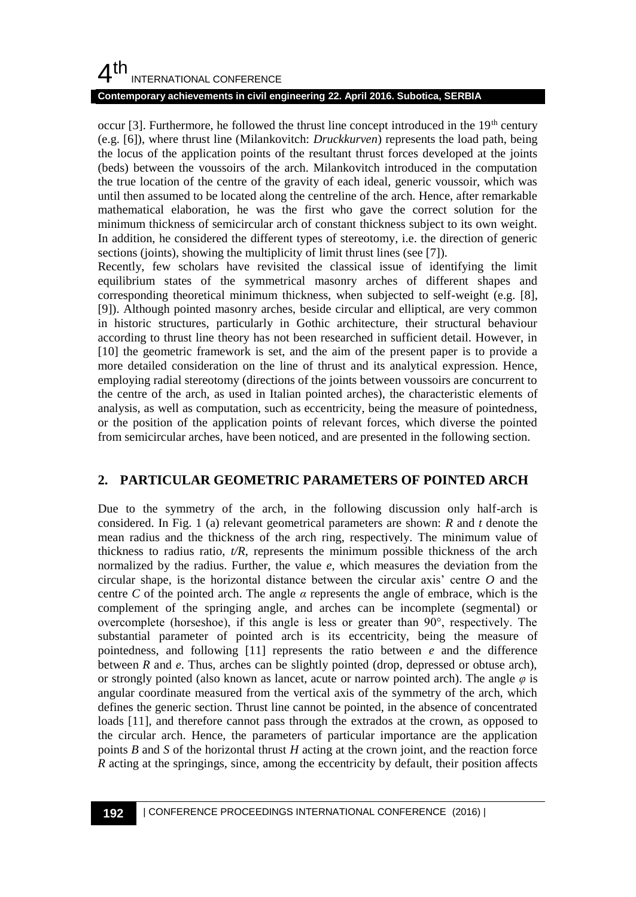occur [3]. Furthermore, he followed the thrust line concept introduced in the $19^{th}$ century (e.g. [6]), where thrust line (Milankovitch: *Druckkurven*) represents the load path, being the locus of the application points of the resultant thrust forces developed at the joints (beds) between the voussoirs of the arch. Milankovitch introduced in the computation the true location of the centre of the gravity of each ideal, generic voussoir, which was until then assumed to be located along the centreline of the arch. Hence, after remarkable mathematical elaboration, he was the first who gave the correct solution for the minimum thickness of semicircular arch of constant thickness subject to its own weight. In addition, he considered the different types of stereotomy, i.e. the direction of generic sections (joints), showing the multiplicity of limit thrust lines (see [7]).

Recently, few scholars have revisited the classical issue of identifying the limit equilibrium states of the symmetrical masonry arches of different shapes and corresponding theoretical minimum thickness, when subjected to self-weight (e.g. [8], [9]). Although pointed masonry arches, beside circular and elliptical, are very common in historic structures, particularly in Gothic architecture, their structural behaviour according to thrust line theory has not been researched in sufficient detail. However, in [10] the geometric framework is set, and the aim of the present paper is to provide a more detailed consideration on the line of thrust and its analytical expression. Hence, employing radial stereotomy (directions of the joints between voussoirs are concurrent to the centre of the arch, as used in Italian pointed arches), the characteristic elements of analysis, as well as computation, such as eccentricity, being the measure of pointedness, or the position of the application points of relevant forces, which diverse the pointed from semicircular arches, have been noticed, and are presented in the following section.

## 2. PARTICULAR GEOMETRIC PARAMETERS OF POINTED ARCH

Due to the symmetry of the arch, in the following discussion only half-arch is considered. In Fig. 1 (a) relevant geometrical parameters are shown: $R$ and $t$ denote the mean radius and the thickness of the arch ring, respectively. The minimum value of thickness to radius ratio, $t/R$, represents the minimum possible thickness of the arch normalized by the radius. Further, the value $e$, which measures the deviation from the circular shape, is the horizontal distance between the circular axis' centre $O$ and the centre $C$ of the pointed arch. The angle $\alpha$ represents the angle of embrace, which is the complement of the springing angle, and arches can be incomplete (segmental) or overcomplete (horseshoe), if this angle is less or greater than 90°, respectively. The substantial parameter of pointed arch is its eccentricity, being the measure of pointedness, and following [11] represents the ratio between $e$ and the difference between $R$ and $e$. Thus, arches can be slightly pointed (drop, depressed or obtuse arch), or strongly pointed (also known as lancet, acute or narrow pointed arch). The angle $\varphi$ is angular coordinate measured from the vertical axis of the symmetry of the arch, which defines the generic section. Thrust line cannot be pointed, in the absence of concentrated loads [11], and therefore cannot pass through the extrados at the crown, as opposed to the circular arch. Hence, the parameters of particular importance are the application points $B$ and $S$ of the horizontal thrust $H$ acting at the crown joint, and the reaction force $R$ acting at the springings, since, among the eccentricity by default, their position affects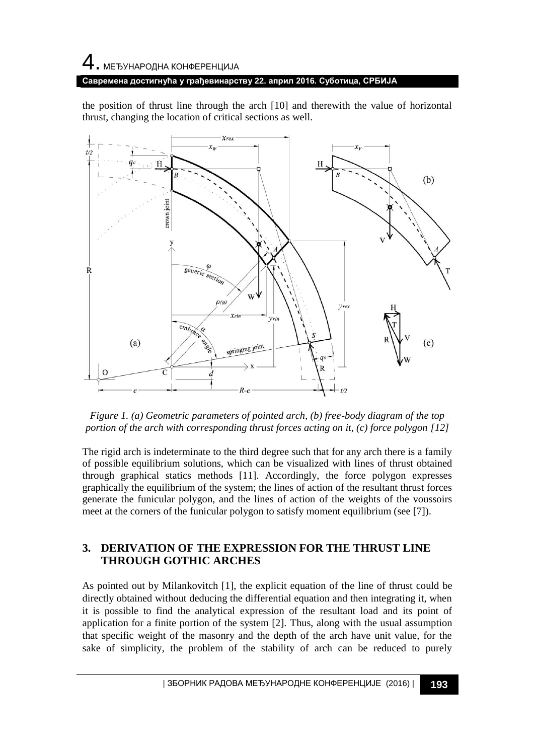the position of thrust line through the arch [10] and therewith the value of horizontal thrust, changing the location of critical sections as well.

*Figure 1. (a) Geometric parameters of pointed arch, (b) free-body diagram of the top portion of the arch with corresponding thrust forces acting on it, (c) force polygon [12]*

The rigid arch is indeterminate to the third degree such that for any arch there is a family of possible equilibrium solutions, which can be visualized with lines of thrust obtained through graphical statics methods [11]. Accordingly, the force polygon expresses graphically the equilibrium of the system; the lines of action of the resultant thrust forces generate the funicular polygon, and the lines of action of the weights of the voussoirs meet at the corners of the funicular polygon to satisfy moment equilibrium (see [7]).

## 3. DERIVATION OF THE EXPRESSION FOR THE THRUST LINE THROUGH GOTHIC ARCHES

As pointed out by Milankovitch [1], the explicit equation of the line of thrust could be directly obtained without deducing the differential equation and then integrating it, when it is possible to find the analytical expression of the resultant load and its point of application for a finite portion of the system [2]. Thus, along with the usual assumption that specific weight of the masonry and the depth of the arch have unit value, for the sake of simplicity, the problem of the stability of arch can be reduced to purely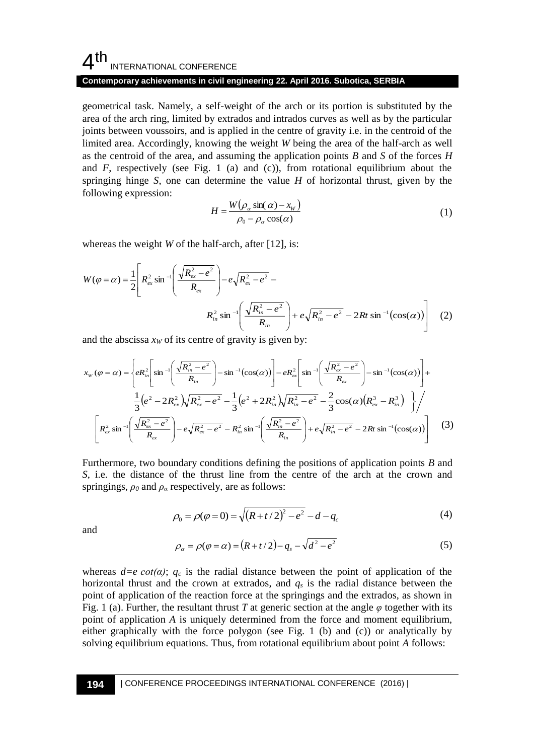geometrical task. Namely, a self-weight of the arch or its portion is substituted by the area of the arch ring, limited by extrados and intrados curves as well as by the particular joints between voussoirs, and is applied in the centre of gravity i.e. in the centroid of the limited area. Accordingly, knowing the weight $W$ being the area of the half-arch as well as the centroid of the area, and assuming the application points $B$ and $S$ of the forces $H$ and $F$, respectively (see Fig. 1 (a) and (c)), from rotational equilibrium about the springing hinge $S$, one can determine the value $H$ of horizontal thrust, given by the following expression:

$$H = \frac{W\left(\rho_{\alpha}\sin(\alpha) - x_W\right)}{\rho_0 - \rho_{\alpha}\cos(\alpha)} \tag{1}$$

whereas the weight $W$ of the half-arch, after [12], is:

$$W(\varphi = \alpha) = \frac{1}{2}\left[ R_{ex}^2 \sin^{-1}\left(\frac{\sqrt{R_{ex}^2 - e^2}}{R_{ex}}\right) - e\sqrt{R_{ex}^2 - e^2} - R_{in}^2 \sin^{-1}\left(\frac{\sqrt{R_{in}^2 - e^2}}{R_{in}}\right) + e\sqrt{R_{in}^2 - e^2} - 2Rt\sin^{-1}\left(\cos(\alpha)\right)\right] \tag{2}$$

and the abscissa $x_W$ of its centre of gravity is given by:

$$x_W(\varphi = \alpha) = \left\{ eR_{in}^2\left[\sin^{-1}\left(\frac{\sqrt{R_{in}^2 - e^2}}{R_{in}}\right) - \sin^{-1}\left(\cos(\alpha)\right)\right] - eR_{ex}^2\left[\sin^{-1}\left(\frac{\sqrt{R_{ex}^2 - e^2}}{R_{ex}}\right) - \sin^{-1}\left(\cos(\alpha)\right)\right] + \frac{1}{3}\left(e^2 - 2R_{ex}^2\right)\sqrt{R_{ex}^2 - e^2} - \frac{1}{3}\left(e^2 + 2R_{in}^2\right)\sqrt{R_{in}^2 - e^2} - \frac{2}{3}\cos(\alpha)\left(R_{ex}^3 - R_{in}^3\right) \right\} \Bigg/ \left[ R_{ex}^2 \sin^{-1}\left(\frac{\sqrt{R_{ex}^2 - e^2}}{R_{ex}}\right) - e\sqrt{R_{ex}^2 - e^2} - R_{in}^2 \sin^{-1}\left(\frac{\sqrt{R_{in}^2 - e^2}}{R_{in}}\right) + e\sqrt{R_{in}^2 - e^2} - 2Rt\sin^{-1}\left(\cos(\alpha)\right)\right] \tag{3}$$

Furthermore, two boundary conditions defining the positions of application points $B$ and $S$, i.e. the distance of the thrust line from the centre of the arch at the crown and springings, $\rho_0$ and $\rho_\alpha$ respectively, are as follows:

$$\rho_0 = \rho(\varphi = 0) = \sqrt{\left(R + t/2\right)^2 - e^2} - d - q_c \tag{4}$$

and

$$\rho_{\alpha} = \rho(\varphi = \alpha) = \left(R + t/2\right) - q_s - \sqrt{d^2 - e^2} \tag{5}$$

whereas $d = e\cot(\alpha)$; $q_c$ is the radial distance between the point of application of the horizontal thrust and the crown at extrados, and $q_s$ is the radial distance between the point of application of the reaction force at the springings and the extrados, as shown in Fig. 1 (a). Further, the resultant thrust $T$ at generic section at the angle $\varphi$ together with its point of application $A$ is uniquely determined from the force and moment equilibrium, either graphically with the force polygon (see Fig. 1 (b) and (c)) or analytically by solving equilibrium equations. Thus, from rotational equilibrium about point $A$ follows: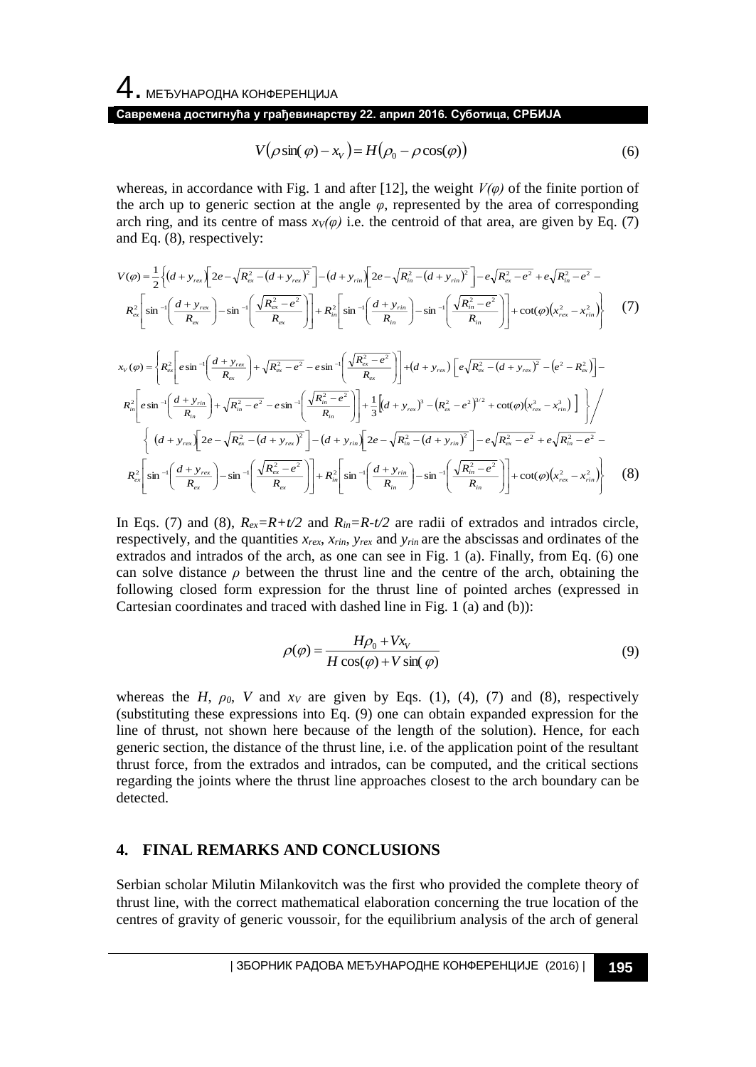$$V(\rho \sin(\varphi) - x_V) = H(\rho_0 - \rho \cos(\varphi)) \tag{6}$$

whereas, in accordance with Fig. 1 and after [12], the weight $V(\varphi)$ of the finite portion of the arch up to generic section at the angle $\varphi$, represented by the area of corresponding arch ring, and its centre of mass $x_V(\varphi)$ i.e. the centroid of that area, are given by Eq. (7) and Eq. (8), respectively:

$$V(\varphi) = \frac{1}{2}\Bigg\{(d + y_{rex})\left[2e - \sqrt{R_{ex}^2 - (d + y_{rex})^2}\right] - (d + y_{rin})\left[2e - \sqrt{R_{in}^2 - (d + y_{rin})^2}\right] - e\sqrt{R_{ex}^2 - e^2} + e\sqrt{R_{in}^2 - e^2} - R_{ex}^2\left[\sin^{-1}\left(\frac{d + y_{rex}}{R_{ex}}\right) - \sin^{-1}\left(\frac{\sqrt{R_{ex}^2 - e^2}}{R_{ex}}\right)\right] + R_{in}^2\left[\sin^{-1}\left(\frac{d + y_{rin}}{R_{in}}\right) - \sin^{-1}\left(\frac{\sqrt{R_{in}^2 - e^2}}{R_{in}}\right)\right] + \cot(\varphi)\left(x_{rex}^2 - x_{rin}^2\right)\Bigg\} \tag{7}$$

$$x_V(\varphi) = \Bigg\{R_{ex}^2\left[e\sin^{-1}\left(\frac{d + y_{rex}}{R_{ex}}\right) + \sqrt{R_{ex}^2 - e^2} - e\sin^{-1}\left(\frac{\sqrt{R_{ex}^2 - e^2}}{R_{ex}}\right)\right] + (d + y_{rex})\left[e\sqrt{R_{ex}^2 - (d + y_{rex})^2} - \left(e^2 - R_{ex}^2\right)\right] - R_{in}^2\left[e\sin^{-1}\left(\frac{d + y_{rin}}{R_{in}}\right) + \sqrt{R_{in}^2 - e^2} - e\sin^{-1}\left(\frac{\sqrt{R_{in}^2 - e^2}}{R_{in}}\right)\right] + \frac{1}{3}\left[(d + y_{rex})^3 - \left(R_{ex}^2 - e^2\right)^{3/2} + \cot(\varphi)\left(x_{rex}^3 - x_{rin}^3\right)\right]\Bigg\} \Bigg/ \Bigg\{(d + y_{rex})\left[2e - \sqrt{R_{ex}^2 - (d + y_{rex})^2}\right] - (d + y_{rin})\left[2e - \sqrt{R_{in}^2 - (d + y_{rin})^2}\right] - e\sqrt{R_{ex}^2 - e^2} + e\sqrt{R_{in}^2 - e^2} - R_{ex}^2\left[\sin^{-1}\left(\frac{d + y_{rex}}{R_{ex}}\right) - \sin^{-1}\left(\frac{\sqrt{R_{ex}^2 - e^2}}{R_{ex}}\right)\right] + R_{in}^2\left[\sin^{-1}\left(\frac{d + y_{rin}}{R_{in}}\right) - \sin^{-1}\left(\frac{\sqrt{R_{in}^2 - e^2}}{R_{in}}\right)\right] + \cot(\varphi)\left(x_{rex}^2 - x_{rin}^2\right)\Bigg\} \tag{8}$$

In Eqs. (7) and (8), $R_{ex}=R+t/2$ and $R_{in}=R-t/2$ are radii of extrados and intrados circle, respectively, and the quantities $x_{rex}$, $x_{rin}$, $y_{rex}$ and $y_{rin}$ are the abscissas and ordinates of the extrados and intrados of the arch, as one can see in Fig. 1 (a). Finally, from Eq. (6) one can solve distance $\rho$ between the thrust line and the centre of the arch, obtaining the following closed form expression for the thrust line of pointed arches (expressed in Cartesian coordinates and traced with dashed line in Fig. 1 (a) and (b)):

$$\rho(\varphi) = \frac{H\rho_0 + Vx_V}{H\cos(\varphi) + V\sin(\varphi)} \tag{9}$$

whereas the $H$, $\rho_0$, $V$ and $x_V$ are given by Eqs. (1), (4), (7) and (8), respectively (substituting these expressions into Eq. (9) one can obtain expanded expression for the line of thrust, not shown here because of the length of the solution). Hence, for each generic section, the distance of the thrust line, i.e. of the application point of the resultant thrust force, from the extrados and intrados, can be computed, and the critical sections regarding the joints where the thrust line approaches closest to the arch boundary can be detected.

## 4. FINAL REMARKS AND CONCLUSIONS

Serbian scholar Milutin Milankovitch was the first who provided the complete theory of thrust line, with the correct mathematical elaboration concerning the true location of the centres of gravity of generic voussoir, for the equilibrium analysis of the arch of general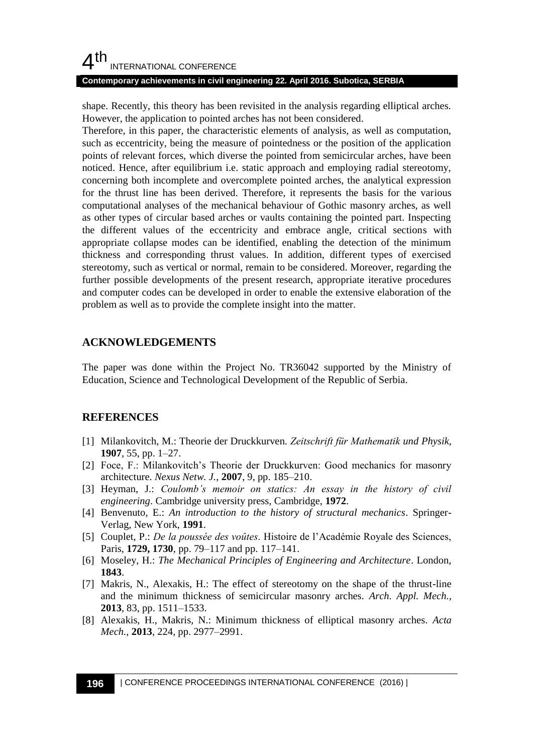shape. Recently, this theory has been revisited in the analysis regarding elliptical arches. However, the application to pointed arches has not been considered.

Therefore, in this paper, the characteristic elements of analysis, as well as computation, such as eccentricity, being the measure of pointedness or the position of the application points of relevant forces, which diverse the pointed from semicircular arches, have been noticed. Hence, after equilibrium i.e. static approach and employing radial stereotomy, concerning both incomplete and overcomplete pointed arches, the analytical expression for the thrust line has been derived. Therefore, it represents the basis for the various computational analyses of the mechanical behaviour of Gothic masonry arches, as well as other types of circular based arches or vaults containing the pointed part. Inspecting the different values of the eccentricity and embrace angle, critical sections with appropriate collapse modes can be identified, enabling the detection of the minimum thickness and corresponding thrust values. In addition, different types of exercised stereotomy, such as vertical or normal, remain to be considered. Moreover, regarding the further possible developments of the present research, appropriate iterative procedures and computer codes can be developed in order to enable the extensive elaboration of the problem as well as to provide the complete insight into the matter.

## ACKNOWLEDGEMENTS

The paper was done within the Project No. TR36042 supported by the Ministry of Education, Science and Technological Development of the Republic of Serbia.

## REFERENCES

[1] Milankovitch, M.: Theorie der Druckkurven. *Zeitschrift für Mathematik und Physik*, **1907**, 55, pp. 1–27.

[2] Foce, F.: Milankovitch's Theorie der Druckkurven: Good mechanics for masonry architecture. *Nexus Netw. J.*, **2007**, 9, pp. 185–210.

[3] Heyman, J.: *Coulomb's memoir on statics: An essay in the history of civil engineering*. Cambridge university press, Cambridge, **1972**.

[4] Benvenuto, E.: *An introduction to the history of structural mechanics*. Springer-Verlag, New York, **1991**.

[5] Couplet, P.: *De la poussée des voûtes*. Histoire de l'Académie Royale des Sciences, Paris, **1729, 1730**, pp. 79–117 and pp. 117–141.

[6] Moseley, H.: *The Mechanical Principles of Engineering and Architecture*. London, **1843**.

[7] Makris, N., Alexakis, H.: The effect of stereotomy on the shape of the thrust-line and the minimum thickness of semicircular masonry arches. *Arch. Appl. Mech.*, **2013**, 83, pp. 1511–1533.

[8] Alexakis, H., Makris, N.: Minimum thickness of elliptical masonry arches. *Acta Mech.*, **2013**, 224, pp. 2977–2991.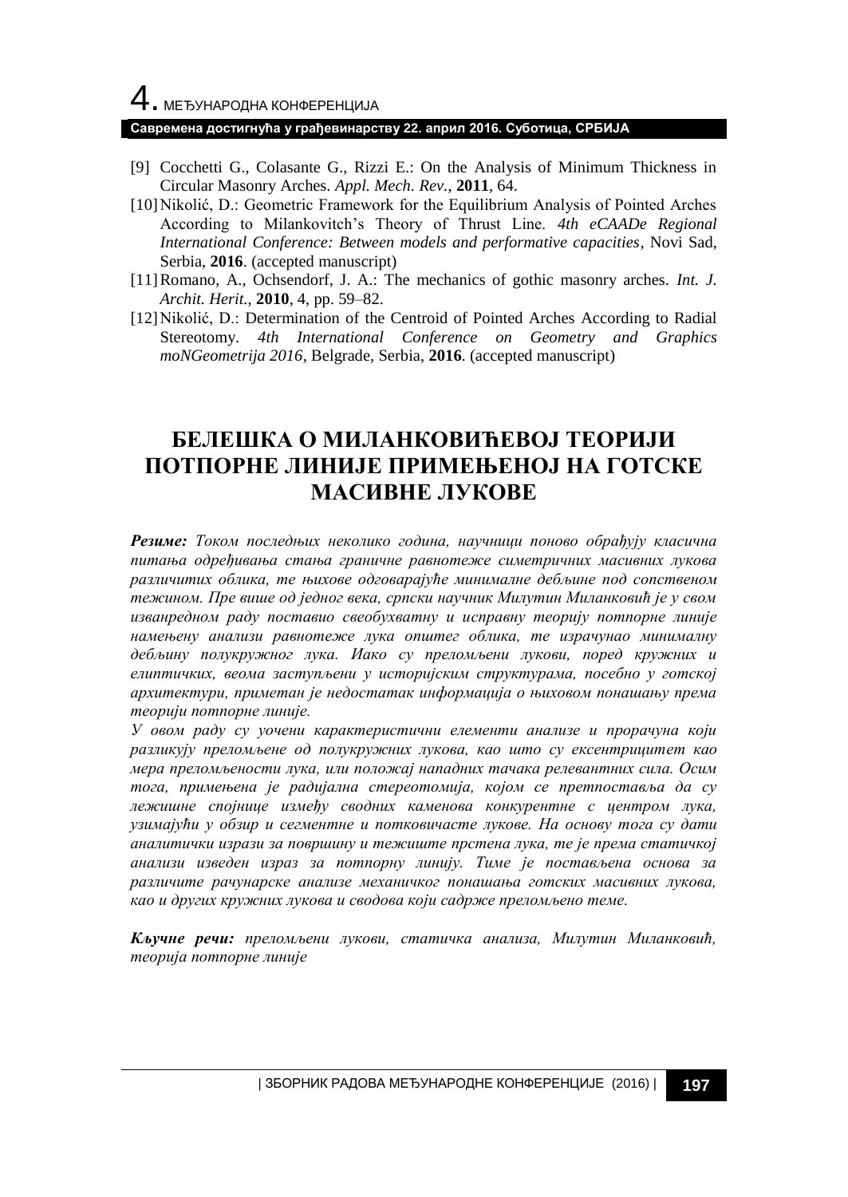[9] Cocchetti G., Colasante G., Rizzi E.: On the Analysis of Minimum Thickness in Circular Masonry Arches. *Appl. Mech. Rev.*, **2011**, 64.

[10] Nikolić, D.: Geometric Framework for the Equilibrium Analysis of Pointed Arches According to Milankovitch's Theory of Thrust Line. *4th eCAADe Regional International Conference: Between models and performative capacities*, Novi Sad, Serbia, **2016**. (accepted manuscript)

[11] Romano, A., Ochsendorf, J. A.: The mechanics of gothic masonry arches. *Int. J. Archit. Herit.*, **2010**, 4, pp. 59–82.

[12] Nikolić, D.: Determination of the Centroid of Pointed Arches According to Radial Stereotomy. *4th International Conference on Geometry and Graphics moNGeometrija 2016*, Belgrade, Serbia, **2016**. (accepted manuscript)

# БЕЛЕШКА О МИЛАНКОВИЋЕВОЈ ТЕОРИЈИ ПОТПОРНЕ ЛИНИЈЕ ПРИМЕЊЕНОЈ НА ГОТСКЕ МАСИВНЕ ЛУКОВЕ

***Резиме:*** *Током последњих неколико година, научници поново обрађују класична питања одређивања стања граничне равнотеже симетричних масивних лукова различитих облика, те њихове одговарајуће минималне дебљине под сопственом тежином. Пре више од једног века, српски научник Милутин Миланковић је у свом изванредном раду поставио свеобухватну и исправну теорију потпорне линије намењену анализи равнотеже лука општег облика, те израчунао минималну дебљину полукружног лука. Иако су преломљени лукови, поред кружних и елиптичких, веома заступљени у историјским структурама, посебно у готској архитектури, приметан је недостатак информација о њиховом понашању према теорији потпорне линије.*

*У овом раду су уочени карактеристични елементи анализе и прорачуна који разликују преломљене од полукружних лукова, као што су ексцентрицитет као мера преломљености лука, или положај нападних тачака релевантних сила. Осим тога, примењена је радијална стереотомија, којом се претпоставља да су лежишне спојнице између сводних каменова конкурентне с центром лука, узимајући у обзир и сегментне и потковичасте лукове. На основу тога су дати аналитички изрази за површину и тежиште прстена лука, те је према статичкој анализи изведен израз за потпорну линију. Тиме је постављена основа за различите рачунарске анализе механичког понашања готских масивних лукова, као и других кружних лукова и сводова који садрже преломљено теме.*

***Кључне речи:*** *преломљени лукови, статичка анализа, Милутин Миланковић, теорија потпорне линије*